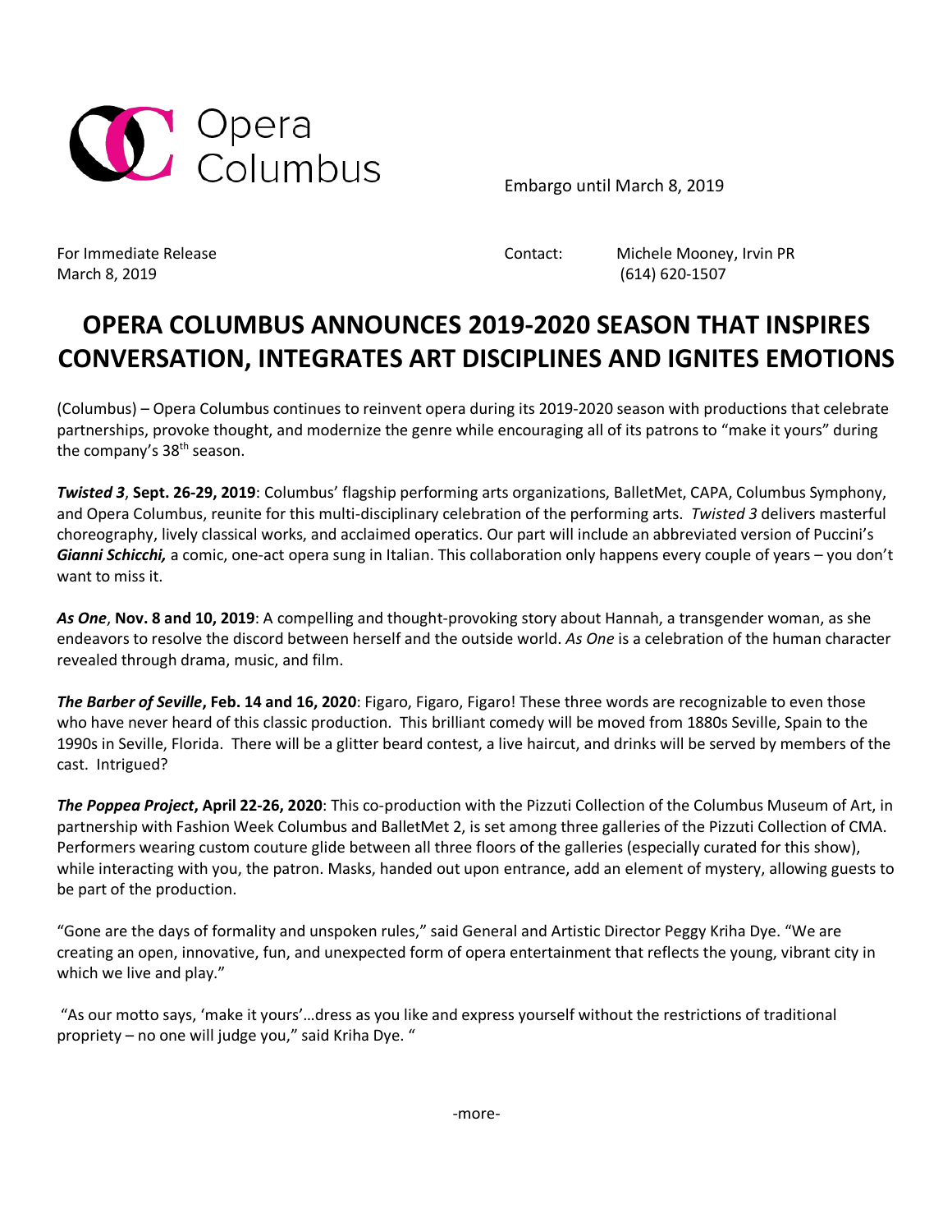Opera Columbus

Embargo until March 8, 2019

For Immediate Release
March 8, 2019

Contact: Michele Mooney, Irvin PR
(614) 620-1507

# OPERA COLUMBUS ANNOUNCES 2019-2020 SEASON THAT INSPIRES CONVERSATION, INTEGRATES ART DISCIPLINES AND IGNITES EMOTIONS

(Columbus) – Opera Columbus continues to reinvent opera during its 2019-2020 season with productions that celebrate partnerships, provoke thought, and modernize the genre while encouraging all of its patrons to "make it yours" during the company's 38th season.

***Twisted 3*, Sept. 26-29, 2019**: Columbus' flagship performing arts organizations, BalletMet, CAPA, Columbus Symphony, and Opera Columbus, reunite for this multi-disciplinary celebration of the performing arts. *Twisted 3* delivers masterful choreography, lively classical works, and acclaimed operatics. Our part will include an abbreviated version of Puccini's ***Gianni Schicchi,*** a comic, one-act opera sung in Italian. This collaboration only happens every couple of years – you don't want to miss it.

***As One*, Nov. 8 and 10, 2019**: A compelling and thought-provoking story about Hannah, a transgender woman, as she endeavors to resolve the discord between herself and the outside world. *As One* is a celebration of the human character revealed through drama, music, and film.

***The Barber of Seville*, Feb. 14 and 16, 2020**: Figaro, Figaro, Figaro! These three words are recognizable to even those who have never heard of this classic production. This brilliant comedy will be moved from 1880s Seville, Spain to the 1990s in Seville, Florida. There will be a glitter beard contest, a live haircut, and drinks will be served by members of the cast. Intrigued?

***The Poppea Project*, April 22-26, 2020**: This co-production with the Pizzuti Collection of the Columbus Museum of Art, in partnership with Fashion Week Columbus and BalletMet 2, is set among three galleries of the Pizzuti Collection of CMA. Performers wearing custom couture glide between all three floors of the galleries (especially curated for this show), while interacting with you, the patron. Masks, handed out upon entrance, add an element of mystery, allowing guests to be part of the production.

"Gone are the days of formality and unspoken rules," said General and Artistic Director Peggy Kriha Dye. "We are creating an open, innovative, fun, and unexpected form of opera entertainment that reflects the young, vibrant city in which we live and play."

"As our motto says, 'make it yours'…dress as you like and express yourself without the restrictions of traditional propriety – no one will judge you," said Kriha Dye. "

-more-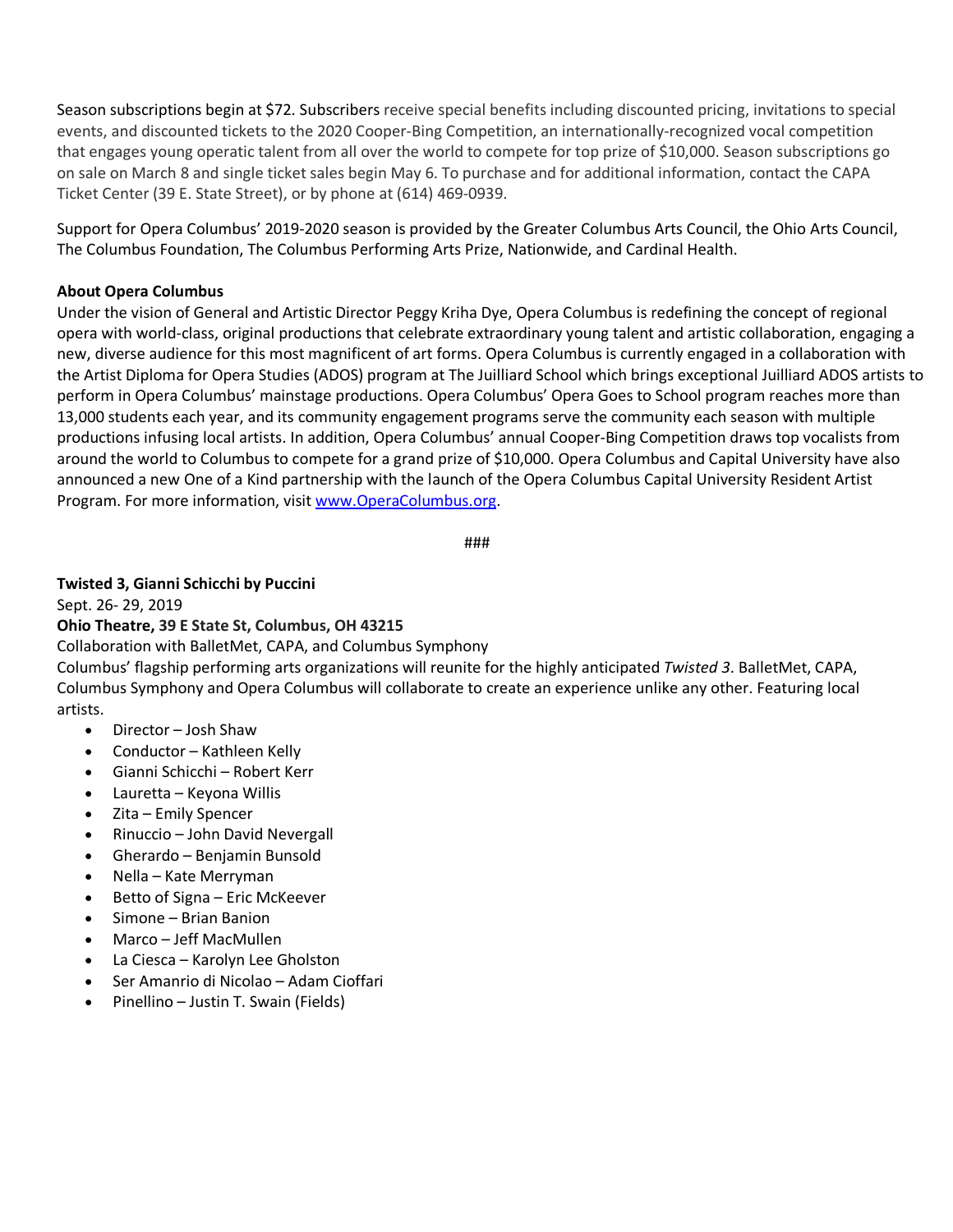Season subscriptions begin at $72. Subscribers receive special benefits including discounted pricing, invitations to special events, and discounted tickets to the 2020 Cooper-Bing Competition, an internationally-recognized vocal competition that engages young operatic talent from all over the world to compete for top prize of $10,000. Season subscriptions go on sale on March 8 and single ticket sales begin May 6. To purchase and for additional information, contact the CAPA Ticket Center (39 E. State Street), or by phone at (614) 469-0939.

Support for Opera Columbus' 2019-2020 season is provided by the Greater Columbus Arts Council, the Ohio Arts Council, The Columbus Foundation, The Columbus Performing Arts Prize, Nationwide, and Cardinal Health.

**About Opera Columbus**

Under the vision of General and Artistic Director Peggy Kriha Dye, Opera Columbus is redefining the concept of regional opera with world-class, original productions that celebrate extraordinary young talent and artistic collaboration, engaging a new, diverse audience for this most magnificent of art forms. Opera Columbus is currently engaged in a collaboration with the Artist Diploma for Opera Studies (ADOS) program at The Juilliard School which brings exceptional Juilliard ADOS artists to perform in Opera Columbus' mainstage productions. Opera Columbus' Opera Goes to School program reaches more than 13,000 students each year, and its community engagement programs serve the community each season with multiple productions infusing local artists. In addition, Opera Columbus' annual Cooper-Bing Competition draws top vocalists from around the world to Columbus to compete for a grand prize of $10,000. Opera Columbus and Capital University have also announced a new One of a Kind partnership with the launch of the Opera Columbus Capital University Resident Artist Program. For more information, visit [www.OperaColumbus.org](http://www.OperaColumbus.org).

###

**Twisted 3, Gianni Schicchi by Puccini**

Sept. 26- 29, 2019

**Ohio Theatre, 39 E State St, Columbus, OH 43215**

Collaboration with BalletMet, CAPA, and Columbus Symphony

Columbus' flagship performing arts organizations will reunite for the highly anticipated *Twisted 3*. BalletMet, CAPA, Columbus Symphony and Opera Columbus will collaborate to create an experience unlike any other. Featuring local artists.

- Director – Josh Shaw
- Conductor – Kathleen Kelly
- Gianni Schicchi – Robert Kerr
- Lauretta – Keyona Willis
- Zita – Emily Spencer
- Rinuccio – John David Nevergall
- Gherardo – Benjamin Bunsold
- Nella – Kate Merryman
- Betto of Signa – Eric McKeever
- Simone – Brian Banion
- Marco – Jeff MacMullen
- La Ciesca – Karolyn Lee Gholston
- Ser Amanrio di Nicolao – Adam Cioffari
- Pinellino – Justin T. Swain (Fields)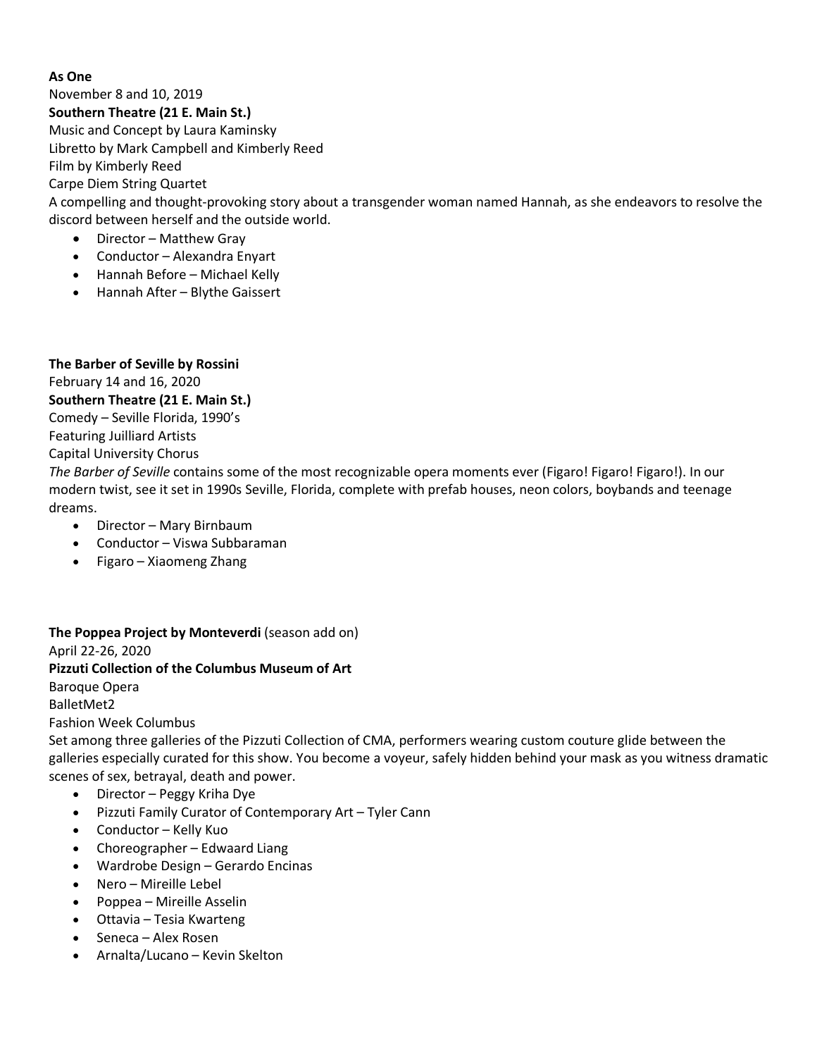**As One**
November 8 and 10, 2019
**Southern Theatre (21 E. Main St.)**
Music and Concept by Laura Kaminsky
Libretto by Mark Campbell and Kimberly Reed
Film by Kimberly Reed
Carpe Diem String Quartet
A compelling and thought-provoking story about a transgender woman named Hannah, as she endeavors to resolve the discord between herself and the outside world.

- Director – Matthew Gray
- Conductor – Alexandra Enyart
- Hannah Before – Michael Kelly
- Hannah After – Blythe Gaissert

**The Barber of Seville by Rossini**
February 14 and 16, 2020
**Southern Theatre (21 E. Main St.)**
Comedy – Seville Florida, 1990's
Featuring Juilliard Artists
Capital University Chorus
*The Barber of Seville* contains some of the most recognizable opera moments ever (Figaro! Figaro! Figaro!). In our modern twist, see it set in 1990s Seville, Florida, complete with prefab houses, neon colors, boybands and teenage dreams.

- Director – Mary Birnbaum
- Conductor – Viswa Subbaraman
- Figaro – Xiaomeng Zhang

**The Poppea Project by Monteverdi** (season add on)
April 22-26, 2020
**Pizzuti Collection of the Columbus Museum of Art**
Baroque Opera
BalletMet2
Fashion Week Columbus
Set among three galleries of the Pizzuti Collection of CMA, performers wearing custom couture glide between the galleries especially curated for this show. You become a voyeur, safely hidden behind your mask as you witness dramatic scenes of sex, betrayal, death and power.

- Director – Peggy Kriha Dye
- Pizzuti Family Curator of Contemporary Art – Tyler Cann
- Conductor – Kelly Kuo
- Choreographer – Edwaard Liang
- Wardrobe Design – Gerardo Encinas
- Nero – Mireille Lebel
- Poppea – Mireille Asselin
- Ottavia – Tesia Kwarteng
- Seneca – Alex Rosen
- Arnalta/Lucano – Kevin Skelton